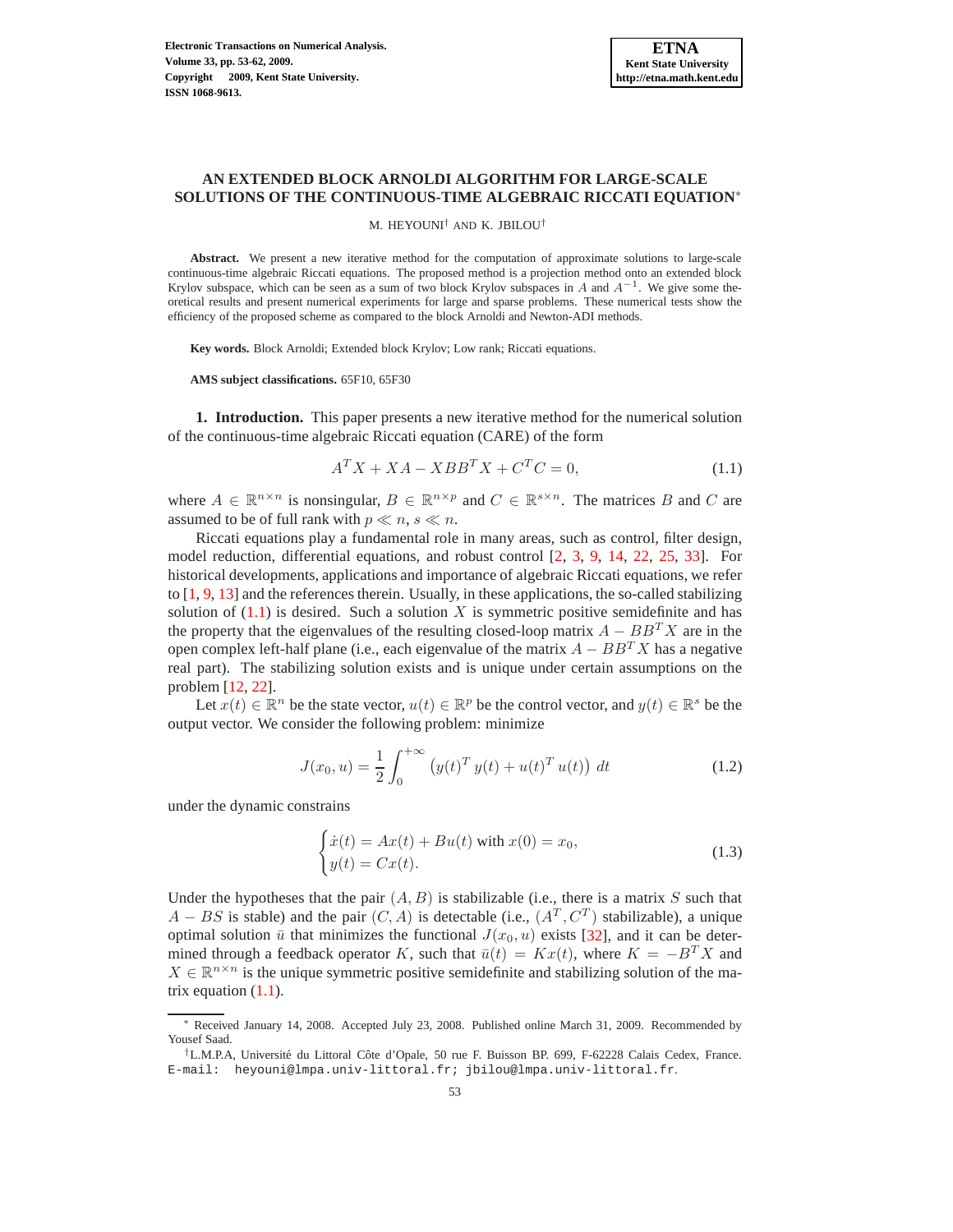# AN EXTENDED BLOCK ARNOLDI ALGORITHM FOR LARGE-SCALE SOLUTIONS OF THE CONTINUOUS-TIME ALGEBRAIC RICCATI EQUATION*

M. HEYOUNI† AND K. JBILOU†

**Abstract.** We present a new iterative method for the computation of approximate solutions to large-scale continuous-time algebraic Riccati equations. The proposed method is a projection method onto an extended block Krylov subspace, which can be seen as a sum of two block Krylov subspaces in $A$ and $A^{-1}$. We give some theoretical results and present numerical experiments for large and sparse problems. These numerical tests show the efficiency of the proposed scheme as compared to the block Arnoldi and Newton-ADI methods.

**Key words.** Block Arnoldi; Extended block Krylov; Low rank; Riccati equations.

**AMS subject classifications.** 65F10, 65F30

## 1. Introduction.

This paper presents a new iterative method for the numerical solution of the continuous-time algebraic Riccati equation (CARE) of the form

$$A^T X + XA - XBB^T X + C^T C = 0, \tag{1.1}$$

where $A \in \mathbb{R}^{n \times n}$ is nonsingular, $B \in \mathbb{R}^{n \times p}$ and $C \in \mathbb{R}^{s \times n}$. The matrices $B$ and $C$ are assumed to be of full rank with $p \ll n$, $s \ll n$.

Riccati equations play a fundamental role in many areas, such as control, filter design, model reduction, differential equations, and robust control [2, 3, 9, 14, 22, 25, 33]. For historical developments, applications and importance of algebraic Riccati equations, we refer to [1, 9, 13] and the references therein. Usually, in these applications, the so-called stabilizing solution of (1.1) is desired. Such a solution $X$ is symmetric positive semidefinite and has the property that the eigenvalues of the resulting closed-loop matrix $A - BB^T X$ are in the open complex left-half plane (i.e., each eigenvalue of the matrix $A - BB^T X$ has a negative real part). The stabilizing solution exists and is unique under certain assumptions on the problem [12, 22].

Let $x(t) \in \mathbb{R}^n$ be the state vector, $u(t) \in \mathbb{R}^p$ be the control vector, and $y(t) \in \mathbb{R}^s$ be the output vector. We consider the following problem: minimize

$$J(x_0, u) = \frac{1}{2} \int_0^{+\infty} \left( y(t)^T \, y(t) + u(t)^T \, u(t) \right) \, dt \tag{1.2}$$

under the dynamic constrains

$$\begin{cases} \dot{x}(t) = Ax(t) + Bu(t) \text{ with } x(0) = x_0, \\ y(t) = Cx(t). \end{cases} \tag{1.3}$$

Under the hypotheses that the pair $(A, B)$ is stabilizable (i.e., there is a matrix $S$ such that $A - BS$ is stable) and the pair $(C, A)$ is detectable (i.e., $(A^T, C^T)$ stabilizable), a unique optimal solution $\bar{u}$ that minimizes the functional $J(x_0, u)$ exists [32], and it can be determined through a feedback operator $K$, such that $\bar{u}(t) = Kx(t)$, where $K = -B^T X$ and $X \in \mathbb{R}^{n \times n}$ is the unique symmetric positive semidefinite and stabilizing solution of the matrix equation (1.1).

---

* Received January 14, 2008. Accepted July 23, 2008. Published online March 31, 2009. Recommended by Yousef Saad.

†L.M.P.A, Université du Littoral Côte d'Opale, 50 rue F. Buisson BP. 699, F-62228 Calais Cedex, France. E-mail: heyouni@lmpa.univ-littoral.fr; jbilou@lmpa.univ-littoral.fr.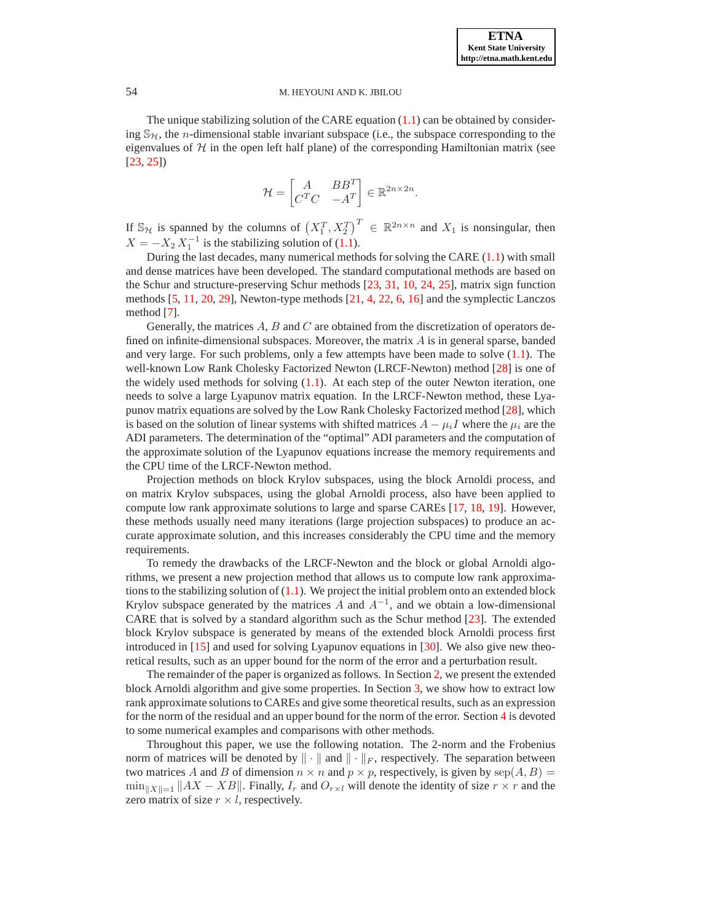The unique stabilizing solution of the CARE equation (1.1) can be obtained by considering $\mathbb{S}_{\mathcal{H}}$, the $n$-dimensional stable invariant subspace (i.e., the subspace corresponding to the eigenvalues of $\mathcal{H}$ in the open left half plane) of the corresponding Hamiltonian matrix (see [23, 25])

$$\mathcal{H} = \begin{bmatrix} A & BB^T \\ C^TC & -A^T \end{bmatrix} \in \mathbb{R}^{2n \times 2n}.$$

If $\mathbb{S}_{\mathcal{H}}$ is spanned by the columns of $\left(X_1^T, X_2^T\right)^T \in \mathbb{R}^{2n \times n}$ and $X_1$ is nonsingular, then $X = -X_2\, X_1^{-1}$ is the stabilizing solution of (1.1).

During the last decades, many numerical methods for solving the CARE (1.1) with small and dense matrices have been developed. The standard computational methods are based on the Schur and structure-preserving Schur methods [23, 31, 10, 24, 25], matrix sign function methods [5, 11, 20, 29], Newton-type methods [21, 4, 22, 6, 16] and the symplectic Lanczos method [7].

Generally, the matrices $A$, $B$ and $C$ are obtained from the discretization of operators defined on infinite-dimensional subspaces. Moreover, the matrix $A$ is in general sparse, banded and very large. For such problems, only a few attempts have been made to solve (1.1). The well-known Low Rank Cholesky Factorized Newton (LRCF-Newton) method [28] is one of the widely used methods for solving (1.1). At each step of the outer Newton iteration, one needs to solve a large Lyapunov matrix equation. In the LRCF-Newton method, these Lyapunov matrix equations are solved by the Low Rank Cholesky Factorized method [28], which is based on the solution of linear systems with shifted matrices $A - \mu_i I$ where the $\mu_i$ are the ADI parameters. The determination of the "optimal" ADI parameters and the computation of the approximate solution of the Lyapunov equations increase the memory requirements and the CPU time of the LRCF-Newton method.

Projection methods on block Krylov subspaces, using the block Arnoldi process, and on matrix Krylov subspaces, using the global Arnoldi process, also have been applied to compute low rank approximate solutions to large and sparse CAREs [17, 18, 19]. However, these methods usually need many iterations (large projection subspaces) to produce an accurate approximate solution, and this increases considerably the CPU time and the memory requirements.

To remedy the drawbacks of the LRCF-Newton and the block or global Arnoldi algorithms, we present a new projection method that allows us to compute low rank approximations to the stabilizing solution of (1.1). We project the initial problem onto an extended block Krylov subspace generated by the matrices $A$ and $A^{-1}$, and we obtain a low-dimensional CARE that is solved by a standard algorithm such as the Schur method [23]. The extended block Krylov subspace is generated by means of the extended block Arnoldi process first introduced in [15] and used for solving Lyapunov equations in [30]. We also give new theoretical results, such as an upper bound for the norm of the error and a perturbation result.

The remainder of the paper is organized as follows. In Section 2, we present the extended block Arnoldi algorithm and give some properties. In Section 3, we show how to extract low rank approximate solutions to CAREs and give some theoretical results, such as an expression for the norm of the residual and an upper bound for the norm of the error. Section 4 is devoted to some numerical examples and comparisons with other methods.

Throughout this paper, we use the following notation. The 2-norm and the Frobenius norm of matrices will be denoted by $\| \cdot \|$ and $\| \cdot \|_F$, respectively. The separation between two matrices $A$ and $B$ of dimension $n \times n$ and $p \times p$, respectively, is given by $\mathrm{sep}(A, B) = \min_{\|X\|=1} \|AX - XB\|$. Finally, $I_r$ and $O_{r \times l}$ will denote the identity of size $r \times r$ and the zero matrix of size $r \times l$, respectively.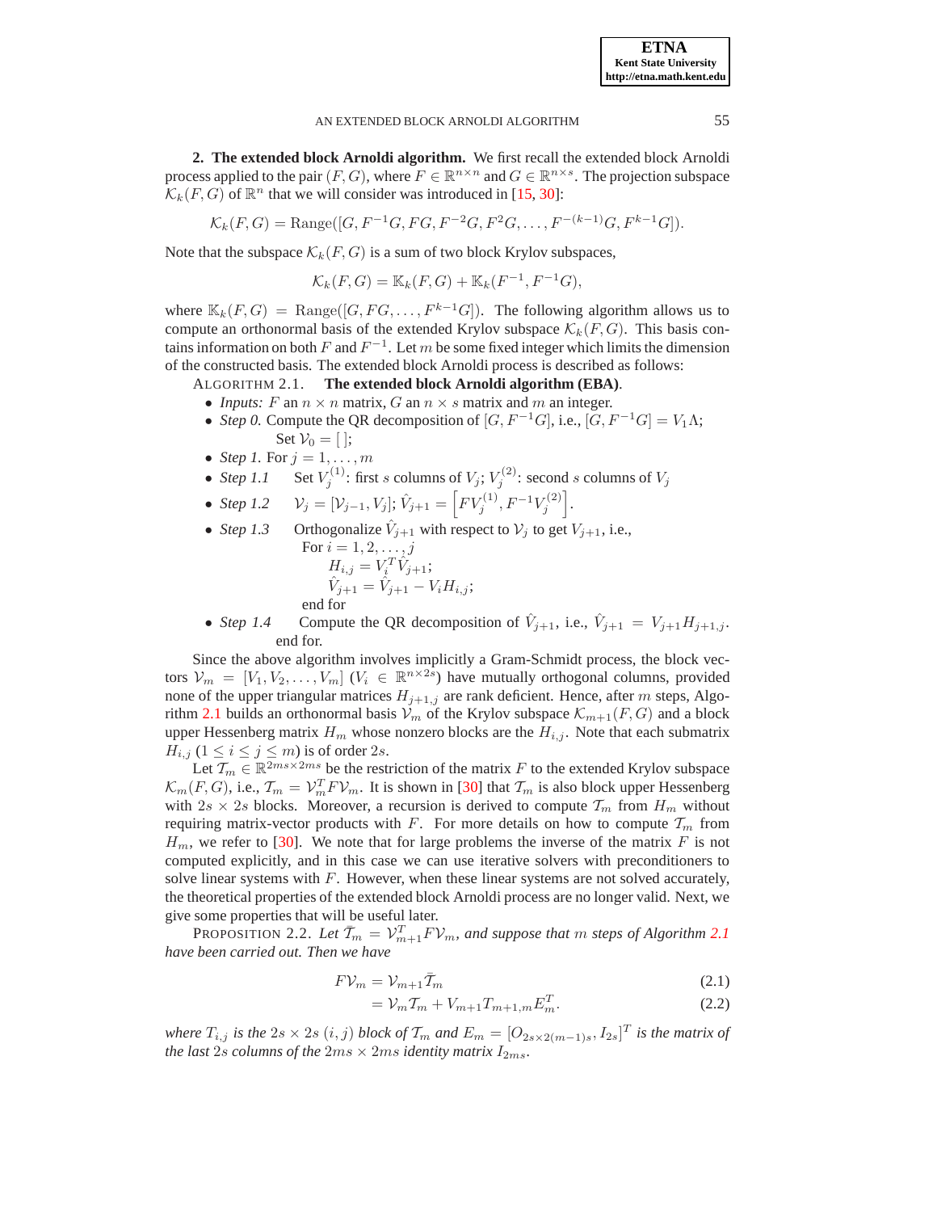## 2. The extended block Arnoldi algorithm.

We first recall the extended block Arnoldi process applied to the pair $(F, G)$, where $F \in \mathbb{R}^{n\times n}$ and $G \in \mathbb{R}^{n\times s}$. The projection subspace $\mathcal{K}_k(F,G)$ of $\mathbb{R}^n$ that we will consider was introduced in [15, 30]:

$$\mathcal{K}_k(F,G) = \text{Range}([G, F^{-1}G, FG, F^{-2}G, F^2G, \ldots, F^{-(k-1)}G, F^{k-1}G]).$$

Note that the subspace $\mathcal{K}_k(F,G)$ is a sum of two block Krylov subspaces,

$$\mathcal{K}_k(F,G) = \mathbb{K}_k(F,G) + \mathbb{K}_k(F^{-1}, F^{-1}G),$$

where $\mathbb{K}_k(F,G) = \text{Range}([G, FG, \ldots, F^{k-1}G])$. The following algorithm allows us to compute an orthonormal basis of the extended Krylov subspace $\mathcal{K}_k(F,G)$. This basis contains information on both $F$ and $F^{-1}$. Let $m$ be some fixed integer which limits the dimension of the constructed basis. The extended block Arnoldi process is described as follows:

ALGORITHM 2.1. **The extended block Arnoldi algorithm (EBA).**

- *Inputs:* $F$ an $n \times n$ matrix, $G$ an $n \times s$ matrix and $m$ an integer.
- *Step 0.* Compute the QR decomposition of $[G, F^{-1}G]$, i.e., $[G, F^{-1}G] = V_1 \Lambda$;
  Set $\mathcal{V}_0 = [\,]$;
- *Step 1.* For $j = 1, \ldots, m$
- *Step 1.1* Set $V_j^{(1)}$: first $s$ columns of $V_j$; $V_j^{(2)}$: second $s$ columns of $V_j$
- *Step 1.2* $\mathcal{V}_j = [\mathcal{V}_{j-1}, V_j]$; $\hat{V}_{j+1} = \left[FV_j^{(1)}, F^{-1}V_j^{(2)}\right]$.
- *Step 1.3* Orthogonalize $\hat{V}_{j+1}$ with respect to $\mathcal{V}_j$ to get $V_{j+1}$, i.e.,
  For $i = 1, 2, \ldots, j$
  $H_{i,j} = V_i^T \hat{V}_{j+1}$;
  $\hat{V}_{j+1} = \hat{V}_{j+1} - V_i H_{i,j}$;
  end for
- *Step 1.4* Compute the QR decomposition of $\hat{V}_{j+1}$, i.e., $\hat{V}_{j+1} = V_{j+1}H_{j+1,j}$.
  end for.

Since the above algorithm involves implicitly a Gram-Schmidt process, the block vectors $\mathcal{V}_m = [V_1, V_2, \ldots, V_m]$ ($V_i \in \mathbb{R}^{n\times 2s}$) have mutually orthogonal columns, provided none of the upper triangular matrices $H_{j+1,j}$ are rank deficient. Hence, after $m$ steps, Algorithm 2.1 builds an orthonormal basis $\mathcal{V}_m$ of the Krylov subspace $\mathcal{K}_{m+1}(F,G)$ and a block upper Hessenberg matrix $H_m$ whose nonzero blocks are the $H_{i,j}$. Note that each submatrix $H_{i,j}$ ($1 \le i \le j \le m$) is of order $2s$.

Let $\mathcal{T}_m \in \mathbb{R}^{2ms\times 2ms}$ be the restriction of the matrix $F$ to the extended Krylov subspace $\mathcal{K}_m(F,G)$, i.e., $\mathcal{T}_m = \mathcal{V}_m^T F \mathcal{V}_m$. It is shown in [30] that $\mathcal{T}_m$ is also block upper Hessenberg with $2s \times 2s$ blocks. Moreover, a recursion is derived to compute $\mathcal{T}_m$ from $H_m$ without requiring matrix-vector products with $F$. For more details on how to compute $\mathcal{T}_m$ from $H_m$, we refer to [30]. We note that for large problems the inverse of the matrix $F$ is not computed explicitly, and in this case we can use iterative solvers with preconditioners to solve linear systems with $F$. However, when these linear systems are not solved accurately, the theoretical properties of the extended block Arnoldi process are no longer valid. Next, we give some properties that will be useful later.

PROPOSITION 2.2. *Let $\bar{\mathcal{T}}_m = \mathcal{V}_{m+1}^T F \mathcal{V}_m$, and suppose that $m$ steps of Algorithm 2.1 have been carried out. Then we have*

$$F\mathcal{V}_m = \mathcal{V}_{m+1}\bar{\mathcal{T}}_m \tag{2.1}$$

$$= \mathcal{V}_m \mathcal{T}_m + V_{m+1} T_{m+1,m} E_m^T. \tag{2.2}$$

*where $T_{i,j}$ is the $2s \times 2s$ $(i,j)$ block of $\mathcal{T}_m$ and $E_m = [O_{2s\times 2(m-1)s}, I_{2s}]^T$ is the matrix of the last $2s$ columns of the $2ms \times 2ms$ identity matrix $I_{2ms}$.*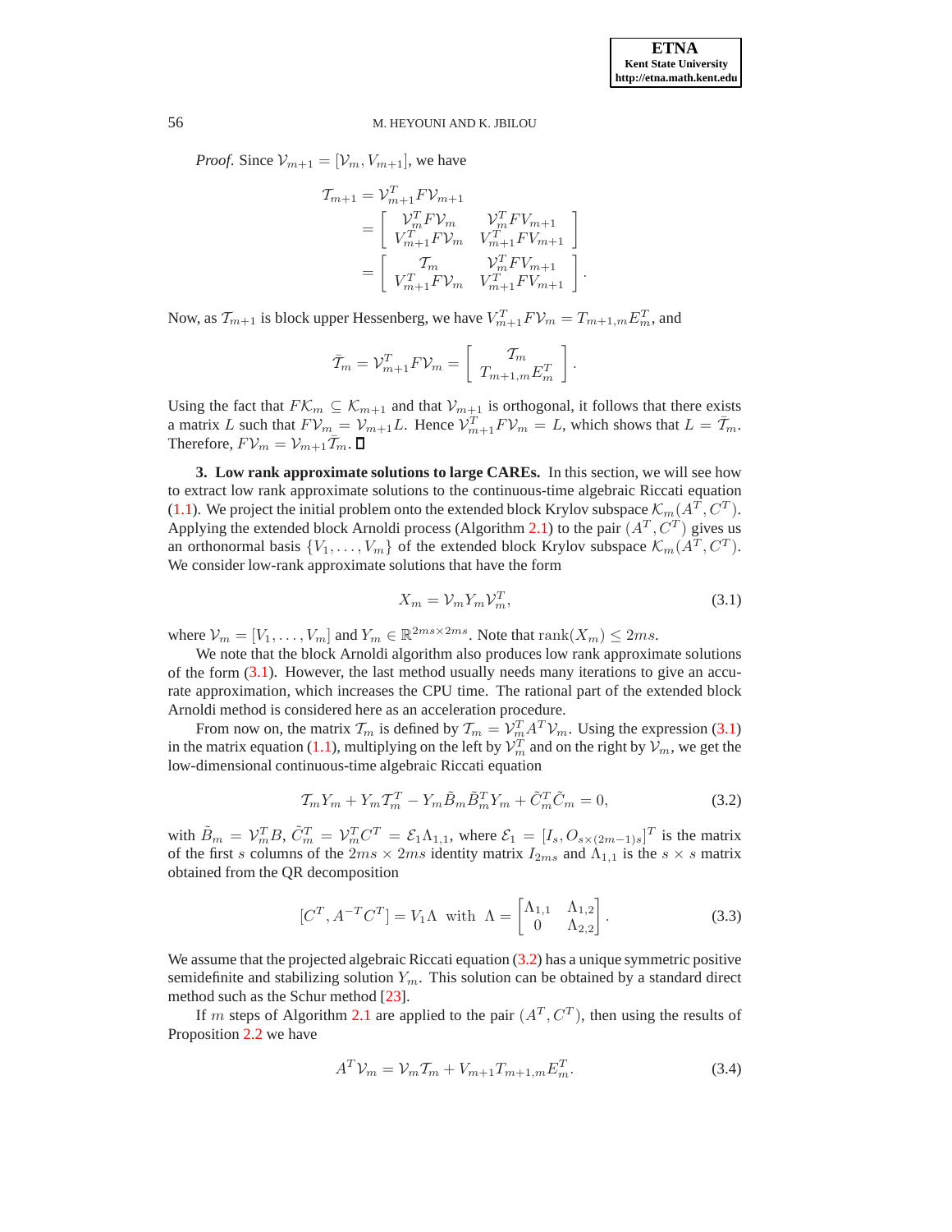*Proof.* Since $\mathcal{V}_{m+1} = [\mathcal{V}_m, V_{m+1}]$, we have

$$
\begin{aligned}
\mathcal{T}_{m+1} &= \mathcal{V}_{m+1}^T F \mathcal{V}_{m+1} \\
&= \begin{bmatrix} \mathcal{V}_m^T F \mathcal{V}_m & \mathcal{V}_m^T F V_{m+1} \\ V_{m+1}^T F \mathcal{V}_m & V_{m+1}^T F V_{m+1} \end{bmatrix} \\
&= \begin{bmatrix} \mathcal{T}_m & \mathcal{V}_m^T F V_{m+1} \\ V_{m+1}^T F \mathcal{V}_m & V_{m+1}^T F V_{m+1} \end{bmatrix}.
\end{aligned}
$$

Now, as $\mathcal{T}_{m+1}$ is block upper Hessenberg, we have $V_{m+1}^T F \mathcal{V}_m = T_{m+1,m} E_m^T$, and

$$
\bar{\mathcal{T}}_m = \mathcal{V}_{m+1}^T F \mathcal{V}_m = \begin{bmatrix} \mathcal{T}_m \\ T_{m+1,m} E_m^T \end{bmatrix}.
$$

Using the fact that $F\mathcal{K}_m \subseteq \mathcal{K}_{m+1}$ and that $\mathcal{V}_{m+1}$ is orthogonal, it follows that there exists a matrix $L$ such that $F\mathcal{V}_m = \mathcal{V}_{m+1} L$. Hence $\mathcal{V}_{m+1}^T F \mathcal{V}_m = L$, which shows that $L = \bar{\mathcal{T}}_m$. Therefore, $F\mathcal{V}_m = \mathcal{V}_{m+1} \bar{\mathcal{T}}_m$. ∎

**3. Low rank approximate solutions to large CAREs.** In this section, we will see how to extract low rank approximate solutions to the continuous-time algebraic Riccati equation (1.1). We project the initial problem onto the extended block Krylov subspace $\mathcal{K}_m(A^T, C^T)$. Applying the extended block Arnoldi process (Algorithm 2.1) to the pair $(A^T, C^T)$ gives us an orthonormal basis $\{V_1, \ldots, V_m\}$ of the extended block Krylov subspace $\mathcal{K}_m(A^T, C^T)$. We consider low-rank approximate solutions that have the form

$$
X_m = \mathcal{V}_m Y_m \mathcal{V}_m^T, \tag{3.1}
$$

where $\mathcal{V}_m = [V_1, \ldots, V_m]$ and $Y_m \in \mathbb{R}^{2ms \times 2ms}$. Note that $\operatorname{rank}(X_m) \leq 2ms$.

We note that the block Arnoldi algorithm also produces low rank approximate solutions of the form (3.1). However, the last method usually needs many iterations to give an accurate approximation, which increases the CPU time. The rational part of the extended block Arnoldi method is considered here as an acceleration procedure.

From now on, the matrix $\mathcal{T}_m$ is defined by $\mathcal{T}_m = \mathcal{V}_m^T A^T \mathcal{V}_m$. Using the expression (3.1) in the matrix equation (1.1), multiplying on the left by $\mathcal{V}_m^T$ and on the right by $\mathcal{V}_m$, we get the low-dimensional continuous-time algebraic Riccati equation

$$
\mathcal{T}_m Y_m + Y_m \mathcal{T}_m^T - Y_m \tilde{B}_m \tilde{B}_m^T Y_m + \tilde{C}_m^T \tilde{C}_m = 0, \tag{3.2}
$$

with $\tilde{B}_m = \mathcal{V}_m^T B$, $\tilde{C}_m^T = \mathcal{V}_m^T C^T = \mathcal{E}_1 \Lambda_{1,1}$, where $\mathcal{E}_1 = [I_s, O_{s\times(2m-1)s}]^T$ is the matrix of the first $s$ columns of the $2ms \times 2ms$ identity matrix $I_{2ms}$ and $\Lambda_{1,1}$ is the $s \times s$ matrix obtained from the QR decomposition

$$
[C^T, A^{-T} C^T] = V_1 \Lambda \;\; \text{with} \;\; \Lambda = \begin{bmatrix} \Lambda_{1,1} & \Lambda_{1,2} \\ 0 & \Lambda_{2,2} \end{bmatrix}. \tag{3.3}
$$

We assume that the projected algebraic Riccati equation (3.2) has a unique symmetric positive semidefinite and stabilizing solution $Y_m$. This solution can be obtained by a standard direct method such as the Schur method [23].

If $m$ steps of Algorithm 2.1 are applied to the pair $(A^T, C^T)$, then using the results of Proposition 2.2 we have

$$
A^T \mathcal{V}_m = \mathcal{V}_m \mathcal{T}_m + V_{m+1} T_{m+1,m} E_m^T. \tag{3.4}
$$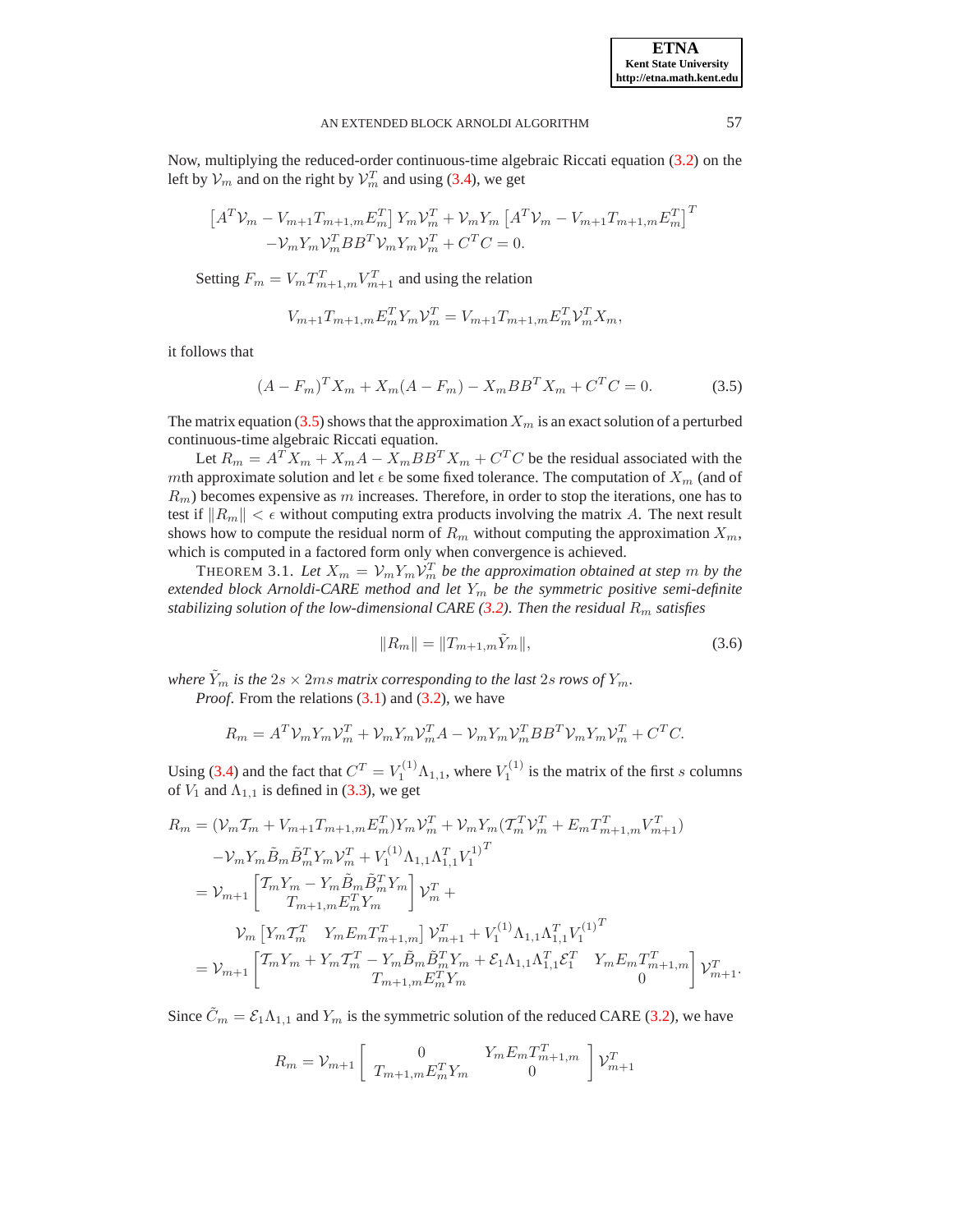Now, multiplying the reduced-order continuous-time algebraic Riccati equation (3.2) on the left by $\mathcal{V}_m$ and on the right by $\mathcal{V}_m^T$ and using (3.4), we get

$$\left[A^T\mathcal{V}_m - V_{m+1}T_{m+1,m}E_m^T\right] Y_m\mathcal{V}_m^T + \mathcal{V}_m Y_m \left[A^T\mathcal{V}_m - V_{m+1}T_{m+1,m}E_m^T\right]^T$$
$$-\mathcal{V}_m Y_m \mathcal{V}_m^T BB^T \mathcal{V}_m Y_m \mathcal{V}_m^T + C^T C = 0.$$

Setting $F_m = V_m T_{m+1,m}^T V_{m+1}^T$ and using the relation

$$V_{m+1}T_{m+1,m}E_m^T Y_m \mathcal{V}_m^T = V_{m+1}T_{m+1,m}E_m^T \mathcal{V}_m^T X_m,$$

it follows that

$$(A - F_m)^T X_m + X_m(A - F_m) - X_m BB^T X_m + C^T C = 0. \tag{3.5}$$

The matrix equation (3.5) shows that the approximation $X_m$ is an exact solution of a perturbed continuous-time algebraic Riccati equation.

Let $R_m = A^T X_m + X_m A - X_m BB^T X_m + C^T C$ be the residual associated with the $m$th approximate solution and let $\epsilon$ be some fixed tolerance. The computation of $X_m$ (and of $R_m$) becomes expensive as $m$ increases. Therefore, in order to stop the iterations, one has to test if $\|R_m\| < \epsilon$ without computing extra products involving the matrix $A$. The next result shows how to compute the residual norm of $R_m$ without computing the approximation $X_m$, which is computed in a factored form only when convergence is achieved.

THEOREM 3.1. *Let $X_m = \mathcal{V}_m Y_m \mathcal{V}_m^T$ be the approximation obtained at step $m$ by the extended block Arnoldi-CARE method and let $Y_m$ be the symmetric positive semi-definite stabilizing solution of the low-dimensional CARE (3.2). Then the residual $R_m$ satisfies*

$$\|R_m\| = \|T_{m+1,m}\tilde{Y}_m\|, \tag{3.6}$$

*where $\tilde{Y}_m$ is the $2s \times 2ms$ matrix corresponding to the last $2s$ rows of $Y_m$.*

*Proof.* From the relations (3.1) and (3.2), we have

$$R_m = A^T\mathcal{V}_m Y_m \mathcal{V}_m^T + \mathcal{V}_m Y_m \mathcal{V}_m^T A - \mathcal{V}_m Y_m \mathcal{V}_m^T BB^T \mathcal{V}_m Y_m \mathcal{V}_m^T + C^T C.$$

Using (3.4) and the fact that $C^T = V_1^{(1)}\Lambda_{1,1}$, where $V_1^{(1)}$ is the matrix of the first $s$ columns of $V_1$ and $\Lambda_{1,1}$ is defined in (3.3), we get

$$\begin{aligned}
R_m &= (\mathcal{V}_m\mathcal{T}_m + V_{m+1}T_{m+1,m}E_m^T)Y_m\mathcal{V}_m^T + \mathcal{V}_m Y_m(\mathcal{T}_m^T\mathcal{V}_m^T + E_m T_{m+1,m}^T V_{m+1}^T) \\
&\quad - \mathcal{V}_m Y_m \tilde{B}_m \tilde{B}_m^T Y_m \mathcal{V}_m^T + V_1^{(1)}\Lambda_{1,1}\Lambda_{1,1}^T {V_1^{(1)}}^T \\
&= \mathcal{V}_{m+1}\begin{bmatrix} \mathcal{T}_m Y_m - Y_m\tilde{B}_m\tilde{B}_m^T Y_m \\ T_{m+1,m}E_m^T Y_m \end{bmatrix}\mathcal{V}_m^T + \\
&\qquad \mathcal{V}_m\begin{bmatrix} Y_m\mathcal{T}_m^T & Y_m E_m T_{m+1,m}^T \end{bmatrix}\mathcal{V}_{m+1}^T + V_1^{(1)}\Lambda_{1,1}\Lambda_{1,1}^T {V_1^{(1)}}^T \\
&= \mathcal{V}_{m+1}\begin{bmatrix} \mathcal{T}_m Y_m + Y_m\mathcal{T}_m^T - Y_m\tilde{B}_m\tilde{B}_m^T Y_m + \mathcal{E}_1\Lambda_{1,1}\Lambda_{1,1}^T\mathcal{E}_1^T & Y_m E_m T_{m+1,m}^T \\ T_{m+1,m}E_m^T Y_m & 0 \end{bmatrix}\mathcal{V}_{m+1}^T.
\end{aligned}$$

Since $\tilde{C}_m = \mathcal{E}_1\Lambda_{1,1}$ and $Y_m$ is the symmetric solution of the reduced CARE (3.2), we have

$$R_m = \mathcal{V}_{m+1}\left[\begin{array}{cc} 0 & Y_m E_m T_{m+1,m}^T \\ T_{m+1,m}E_m^T Y_m & 0 \end{array}\right]\mathcal{V}_{m+1}^T$$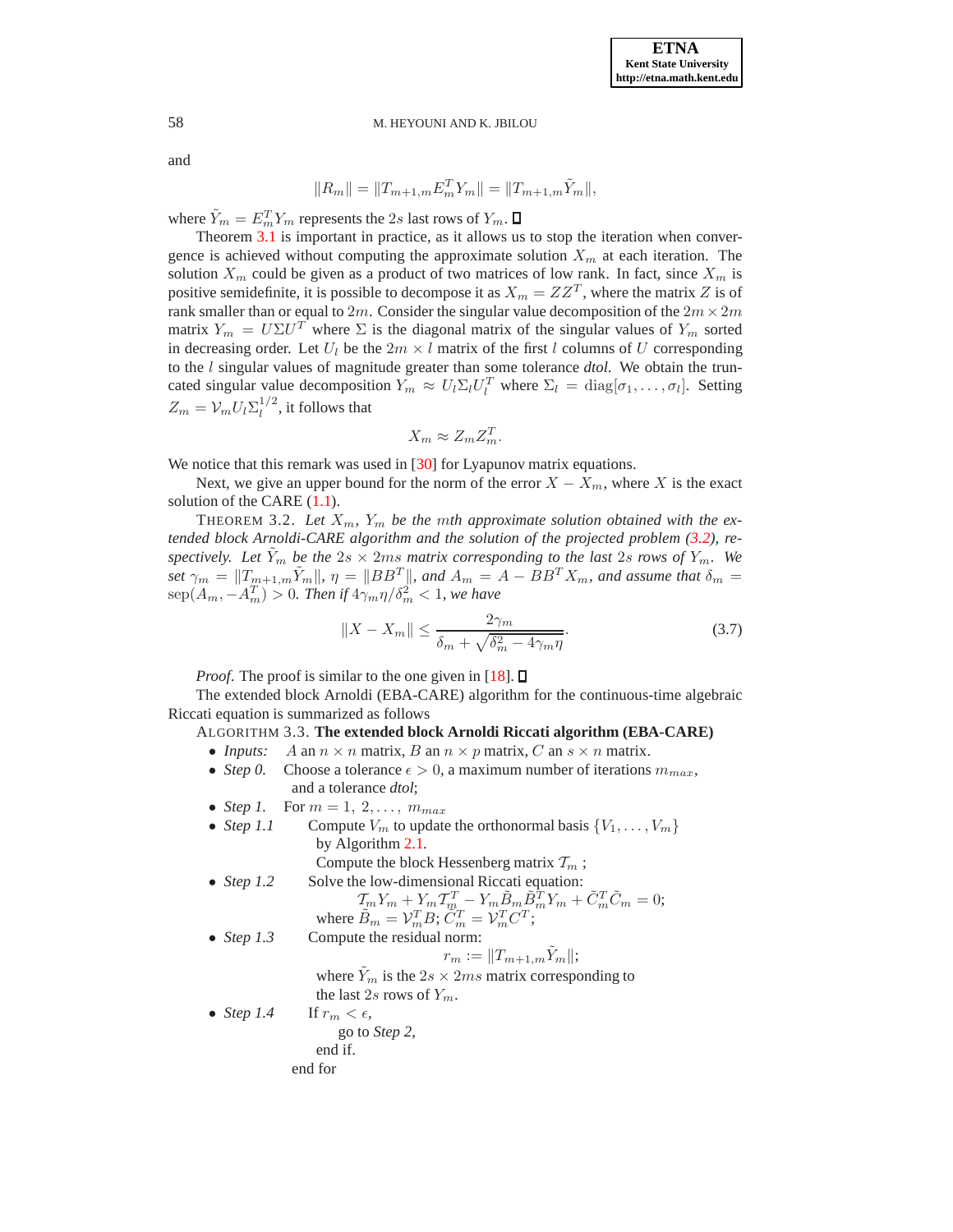and

$$\|R_m\| = \|T_{m+1,m}E_m^T Y_m\| = \|T_{m+1,m}\tilde{Y}_m\|,$$

where $\tilde{Y}_m = E_m^T Y_m$ represents the $2s$ last rows of $Y_m$. □

Theorem 3.1 is important in practice, as it allows us to stop the iteration when convergence is achieved without computing the approximate solution $X_m$ at each iteration. The solution $X_m$ could be given as a product of two matrices of low rank. In fact, since $X_m$ is positive semidefinite, it is possible to decompose it as $X_m = ZZ^T$, where the matrix $Z$ is of rank smaller than or equal to $2m$. Consider the singular value decomposition of the $2m \times 2m$ matrix $Y_m = U\Sigma U^T$ where $\Sigma$ is the diagonal matrix of the singular values of $Y_m$ sorted in decreasing order. Let $U_l$ be the $2m \times l$ matrix of the first $l$ columns of $U$ corresponding to the $l$ singular values of magnitude greater than some tolerance *dtol*. We obtain the truncated singular value decomposition $Y_m \approx U_l \Sigma_l U_l^T$ where $\Sigma_l = \mathrm{diag}[\sigma_1, \dots, \sigma_l]$. Setting $Z_m = \mathcal{V}_m U_l \Sigma_l^{1/2}$, it follows that

$$X_m \approx Z_m Z_m^T.$$

We notice that this remark was used in [30] for Lyapunov matrix equations.

Next, we give an upper bound for the norm of the error $X - X_m$, where $X$ is the exact solution of the CARE (1.1).

THEOREM 3.2. *Let $X_m$, $Y_m$ be the $m$th approximate solution obtained with the extended block Arnoldi-CARE algorithm and the solution of the projected problem (3.2), respectively. Let $\tilde{Y}_m$ be the $2s \times 2ms$ matrix corresponding to the last $2s$ rows of $Y_m$. We set $\gamma_m = \|T_{m+1,m}\tilde{Y}_m\|$, $\eta = \|BB^T\|$, and $A_m = A - BB^T X_m$, and assume that $\delta_m = \mathrm{sep}(A_m, -A_m^T) > 0$. Then if $4\gamma_m \eta/\delta_m^2 < 1$, we have*

$$\|X - X_m\| \le \frac{2\gamma_m}{\delta_m + \sqrt{\delta_m^2 - 4\gamma_m \eta}}. \tag{3.7}$$

*Proof.* The proof is similar to the one given in [18]. □

The extended block Arnoldi (EBA-CARE) algorithm for the continuous-time algebraic Riccati equation is summarized as follows

ALGORITHM 3.3. **The extended block Arnoldi Riccati algorithm (EBA-CARE)**

- *Inputs:* $A$ an $n \times n$ matrix, $B$ an $n \times p$ matrix, $C$ an $s \times n$ matrix.
- *Step 0.* Choose a tolerance $\epsilon > 0$, a maximum number of iterations $m_{max}$, and a tolerance *dtol*;
- *Step 1.* For $m = 1, 2, \dots, m_{max}$
- *Step 1.1* Compute $V_m$ to update the orthonormal basis $\{V_1, \dots, V_m\}$ by Algorithm 2.1.
  Compute the block Hessenberg matrix $\mathcal{T}_m$ ;
- *Step 1.2* Solve the low-dimensional Riccati equation:
  $$\mathcal{T}_m Y_m + Y_m \mathcal{T}_m^T - Y_m \tilde{B}_m \tilde{B}_m^T Y_m + \tilde{C}_m^T \tilde{C}_m = 0;$$
  where $\tilde{B}_m = \mathcal{V}_m^T B$; $\tilde{C}_m^T = \mathcal{V}_m^T C^T$;
- *Step 1.3* Compute the residual norm:
  $$r_m := \|T_{m+1,m}\tilde{Y}_m\|;$$
  where $\tilde{Y}_m$ is the $2s \times 2ms$ matrix corresponding to the last $2s$ rows of $Y_m$.
- *Step 1.4* If $r_m < \epsilon$,
  go to *Step 2*,
  end if.

  end for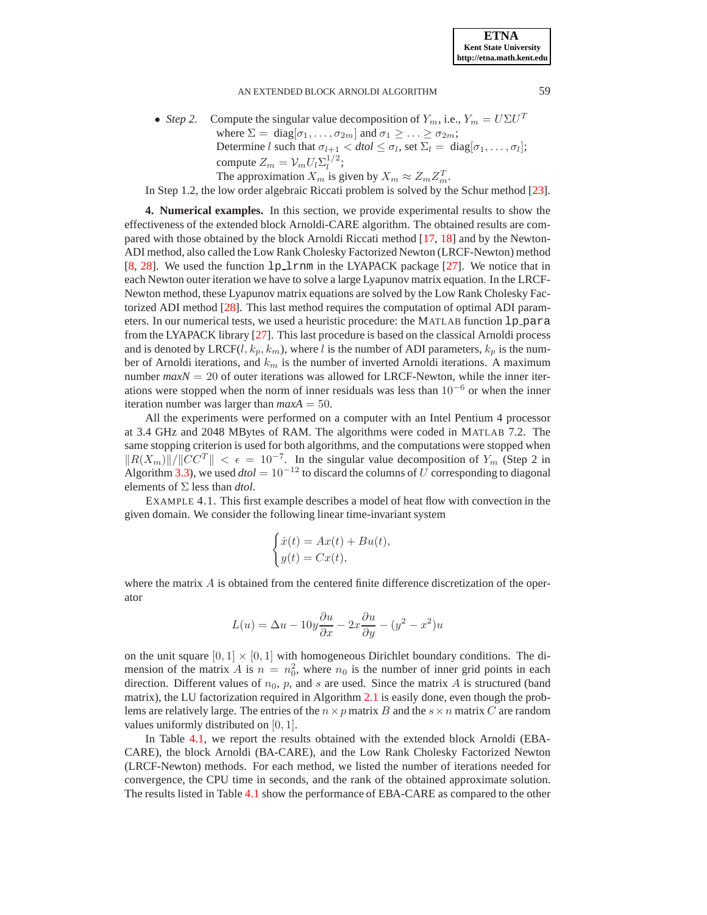- *Step 2.* Compute the singular value decomposition of $Y_m$, i.e., $Y_m = U\Sigma U^T$ where $\Sigma = \text{diag}[\sigma_1, \ldots, \sigma_{2m}]$ and $\sigma_1 \geq \ldots \geq \sigma_{2m}$;
  Determine $l$ such that $\sigma_{l+1} < dtol \leq \sigma_l$, set $\Sigma_l = \text{diag}[\sigma_1, \ldots, \sigma_l]$;
  compute $Z_m = \mathcal{V}_m U_l \Sigma_l^{1/2}$;
  The approximation $X_m$ is given by $X_m \approx Z_m Z_m^T$.

In Step 1.2, the low order algebraic Riccati problem is solved by the Schur method [23].

**4. Numerical examples.** In this section, we provide experimental results to show the effectiveness of the extended block Arnoldi-CARE algorithm. The obtained results are compared with those obtained by the block Arnoldi Riccati method [17, 18] and by the Newton-ADI method, also called the Low Rank Cholesky Factorized Newton (LRCF-Newton) method [8, 28]. We used the function `lp_lrnm` in the LYAPACK package [27]. We notice that in each Newton outer iteration we have to solve a large Lyapunov matrix equation. In the LRCF-Newton method, these Lyapunov matrix equations are solved by the Low Rank Cholesky Factorized ADI method [28]. This last method requires the computation of optimal ADI parameters. In our numerical tests, we used a heuristic procedure: the MATLAB function `lp_para` from the LYAPACK library [27]. This last procedure is based on the classical Arnoldi process and is denoted by LRCF($l, k_p, k_m$), where $l$ is the number of ADI parameters, $k_p$ is the number of Arnoldi iterations, and $k_m$ is the number of inverted Arnoldi iterations. A maximum number $maxN = 20$ of outer iterations was allowed for LRCF-Newton, while the inner iterations were stopped when the norm of inner residuals was less than $10^{-6}$ or when the inner iteration number was larger than $maxA = 50$.

All the experiments were performed on a computer with an Intel Pentium 4 processor at 3.4 GHz and 2048 MBytes of RAM. The algorithms were coded in MATLAB 7.2. The same stopping criterion is used for both algorithms, and the computations were stopped when $\|R(X_m)\|/\|CC^T\| < \epsilon = 10^{-7}$. In the singular value decomposition of $Y_m$ (Step 2 in Algorithm 3.3), we used $dtol = 10^{-12}$ to discard the columns of $U$ corresponding to diagonal elements of $\Sigma$ less than $dtol$.

EXAMPLE 4.1. This first example describes a model of heat flow with convection in the given domain. We consider the following linear time-invariant system

$$\begin{cases} \dot{x}(t) = Ax(t) + Bu(t), \\ y(t) = Cx(t), \end{cases}$$

where the matrix $A$ is obtained from the centered finite difference discretization of the operator

$$L(u) = \Delta u - 10y\frac{\partial u}{\partial x} - 2x\frac{\partial u}{\partial y} - (y^2 - x^2)u$$

on the unit square $[0, 1] \times [0, 1]$ with homogeneous Dirichlet boundary conditions. The dimension of the matrix $A$ is $n = n_0^2$, where $n_0$ is the number of inner grid points in each direction. Different values of $n_0$, $p$, and $s$ are used. Since the matrix $A$ is structured (band matrix), the LU factorization required in Algorithm 2.1 is easily done, even though the problems are relatively large. The entries of the $n \times p$ matrix $B$ and the $s \times n$ matrix $C$ are random values uniformly distributed on $[0, 1]$.

In Table 4.1, we report the results obtained with the extended block Arnoldi (EBA-CARE), the block Arnoldi (BA-CARE), and the Low Rank Cholesky Factorized Newton (LRCF-Newton) methods. For each method, we listed the number of iterations needed for convergence, the CPU time in seconds, and the rank of the obtained approximate solution. The results listed in Table 4.1 show the performance of EBA-CARE as compared to the other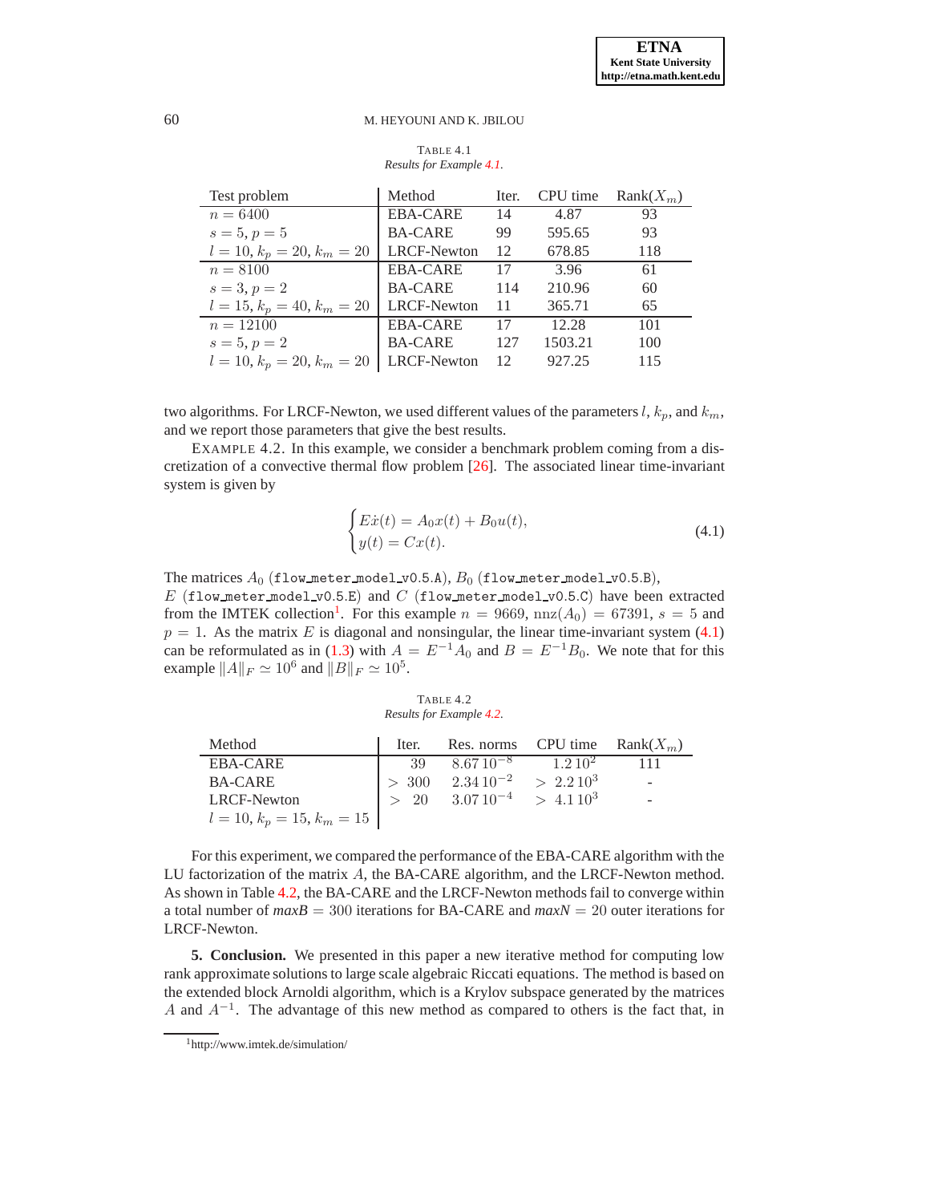TABLE 4.1
*Results for Example 4.1.*

| Test problem | Method | Iter. | CPU time | Rank($X_m$) |
|---|---|---|---|---|
| $n = 6400$ | EBA-CARE | 14 | 4.87 | 93 |
| $s = 5, p = 5$ | BA-CARE | 99 | 595.65 | 93 |
| $l = 10, k_p = 20, k_m = 20$ | LRCF-Newton | 12 | 678.85 | 118 |
| $n = 8100$ | EBA-CARE | 17 | 3.96 | 61 |
| $s = 3, p = 2$ | BA-CARE | 114 | 210.96 | 60 |
| $l = 15, k_p = 40, k_m = 20$ | LRCF-Newton | 11 | 365.71 | 65 |
| $n = 12100$ | EBA-CARE | 17 | 12.28 | 101 |
| $s = 5, p = 2$ | BA-CARE | 127 | 1503.21 | 100 |
| $l = 10, k_p = 20, k_m = 20$ | LRCF-Newton | 12 | 927.25 | 115 |

two algorithms. For LRCF-Newton, we used different values of the parameters $l$, $k_p$, and $k_m$, and we report those parameters that give the best results.

EXAMPLE 4.2. In this example, we consider a benchmark problem coming from a discretization of a convective thermal flow problem [26]. The associated linear time-invariant system is given by

$$\begin{cases} E\dot{x}(t) = A_0 x(t) + B_0 u(t), \\ y(t) = Cx(t). \end{cases} \tag{4.1}$$

The matrices $A_0$ (`flow_meter_model_v0.5.A`), $B_0$ (`flow_meter_model_v0.5.B`), $E$ (`flow_meter_model_v0.5.E`) and $C$ (`flow_meter_model_v0.5.C`) have been extracted from the IMTEK collection[1]. For this example $n = 9669$, $\mathrm{nnz}(A_0) = 67391$, $s = 5$ and $p = 1$. As the matrix $E$ is diagonal and nonsingular, the linear time-invariant system (4.1) can be reformulated as in (1.3) with $A = E^{-1}A_0$ and $B = E^{-1}B_0$. We note that for this example $\|A\|_F \simeq 10^6$ and $\|B\|_F \simeq 10^5$.

TABLE 4.2
*Results for Example 4.2.*

| Method | Iter. | Res. norms | CPU time | Rank($X_m$) |
|---|---|---|---|---|
| EBA-CARE | 39 | $8.67\,10^{-8}$ | $1.2\,10^{2}$ | 111 |
| BA-CARE | $> 300$ | $2.34\,10^{-2}$ | $> 2.2\,10^{3}$ | - |
| LRCF-Newton | $> 20$ | $3.07\,10^{-4}$ | $> 4.1\,10^{3}$ | - |
| $l = 10, k_p = 15, k_m = 15$ | | | | |

For this experiment, we compared the performance of the EBA-CARE algorithm with the LU factorization of the matrix $A$, the BA-CARE algorithm, and the LRCF-Newton method. As shown in Table 4.2, the BA-CARE and the LRCF-Newton methods fail to converge within a total number of *maxB* $= 300$ iterations for BA-CARE and *maxN* $= 20$ outer iterations for LRCF-Newton.

**5. Conclusion.** We presented in this paper a new iterative method for computing low rank approximate solutions to large scale algebraic Riccati equations. The method is based on the extended block Arnoldi algorithm, which is a Krylov subspace generated by the matrices $A$ and $A^{-1}$. The advantage of this new method as compared to others is the fact that, in

[1] http://www.imtek.de/simulation/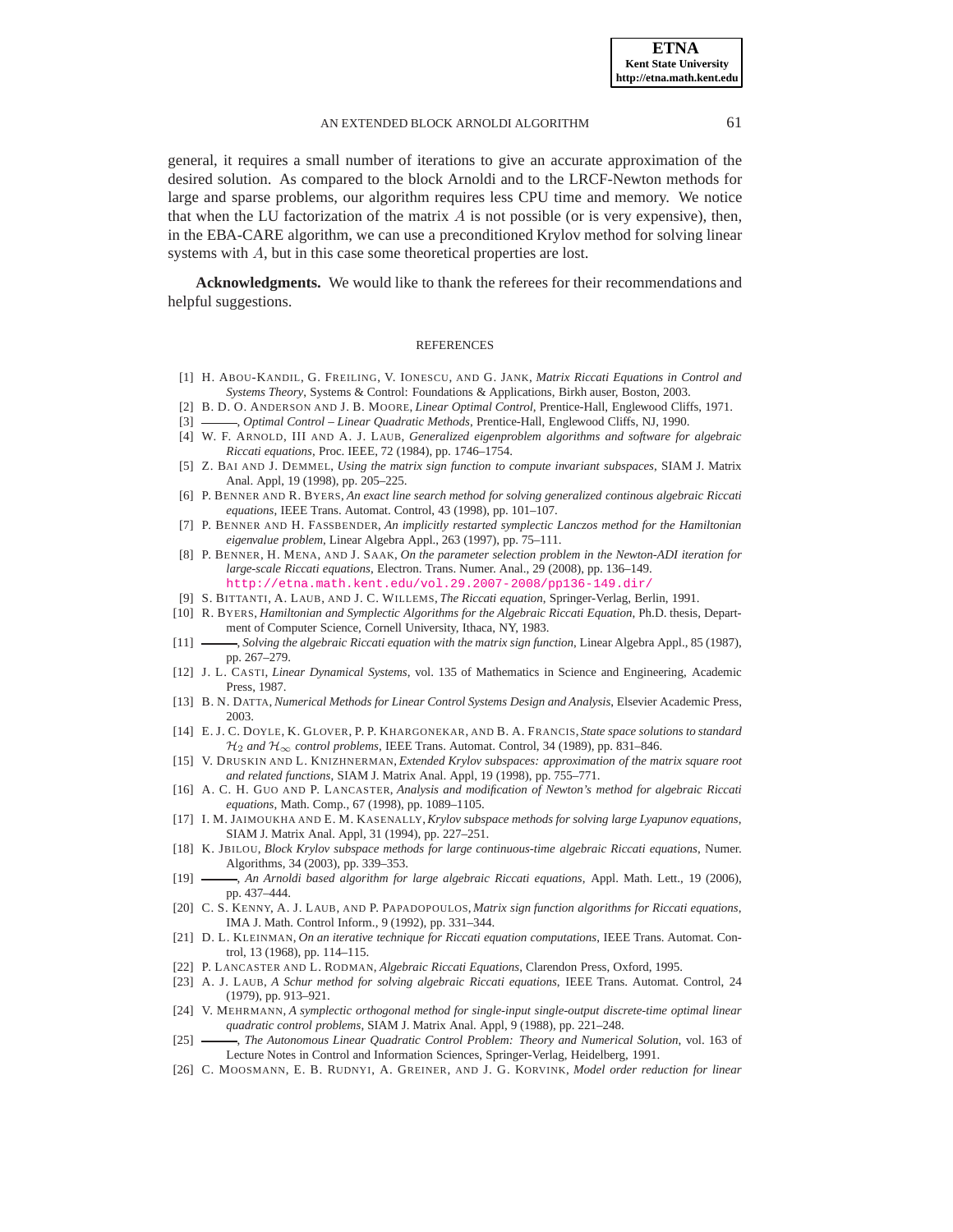general, it requires a small number of iterations to give an accurate approximation of the desired solution. As compared to the block Arnoldi and to the LRCF-Newton methods for large and sparse problems, our algorithm requires less CPU time and memory. We notice that when the LU factorization of the matrix $A$ is not possible (or is very expensive), then, in the EBA-CARE algorithm, we can use a preconditioned Krylov method for solving linear systems with $A$, but in this case some theoretical properties are lost.

**Acknowledgments.** We would like to thank the referees for their recommendations and helpful suggestions.

## REFERENCES

[1] H. Abou-Kandil, G. Freiling, V. Ionescu, and G. Jank, *Matrix Riccati Equations in Control and Systems Theory*, Systems & Control: Foundations & Applications, Birkh auser, Boston, 2003.

[2] B. D. O. Anderson and J. B. Moore, *Linear Optimal Control*, Prentice-Hall, Englewood Cliffs, 1971.

[3] ———, *Optimal Control – Linear Quadratic Methods*, Prentice-Hall, Englewood Cliffs, NJ, 1990.

[4] W. F. Arnold, III and A. J. Laub, *Generalized eigenproblem algorithms and software for algebraic Riccati equations*, Proc. IEEE, 72 (1984), pp. 1746–1754.

[5] Z. Bai and J. Demmel, *Using the matrix sign function to compute invariant subspaces*, SIAM J. Matrix Anal. Appl, 19 (1998), pp. 205–225.

[6] P. Benner and R. Byers, *An exact line search method for solving generalized continous algebraic Riccati equations*, IEEE Trans. Automat. Control, 43 (1998), pp. 101–107.

[7] P. Benner and H. Fassbender, *An implicitly restarted symplectic Lanczos method for the Hamiltonian eigenvalue problem*, Linear Algebra Appl., 263 (1997), pp. 75–111.

[8] P. Benner, H. Mena, and J. Saak, *On the parameter selection problem in the Newton-ADI iteration for large-scale Riccati equations*, Electron. Trans. Numer. Anal., 29 (2008), pp. 136–149. http://etna.math.kent.edu/vol.29.2007-2008/pp136-149.dir/

[9] S. Bittanti, A. Laub, and J. C. Willems, *The Riccati equation*, Springer-Verlag, Berlin, 1991.

[10] R. Byers, *Hamiltonian and Symplectic Algorithms for the Algebraic Riccati Equation*, Ph.D. thesis, Department of Computer Science, Cornell University, Ithaca, NY, 1983.

[11] ———, *Solving the algebraic Riccati equation with the matrix sign function*, Linear Algebra Appl., 85 (1987), pp. 267–279.

[12] J. L. Casti, *Linear Dynamical Systems*, vol. 135 of Mathematics in Science and Engineering, Academic Press, 1987.

[13] B. N. Datta, *Numerical Methods for Linear Control Systems Design and Analysis*, Elsevier Academic Press, 2003.

[14] E. J. C. Doyle, K. Glover, P. P. Khargonekar, and B. A. Francis, *State space solutions to standard $\mathcal{H}_2$ and $\mathcal{H}_\infty$ control problems*, IEEE Trans. Automat. Control, 34 (1989), pp. 831–846.

[15] V. Druskin and L. Knizhnerman, *Extended Krylov subspaces: approximation of the matrix square root and related functions*, SIAM J. Matrix Anal. Appl, 19 (1998), pp. 755–771.

[16] A. C. H. Guo and P. Lancaster, *Analysis and modification of Newton's method for algebraic Riccati equations*, Math. Comp., 67 (1998), pp. 1089–1105.

[17] I. M. Jaimoukha and E. M. Kasenally, *Krylov subspace methods for solving large Lyapunov equations*, SIAM J. Matrix Anal. Appl, 31 (1994), pp. 227–251.

[18] K. Jbilou, *Block Krylov subspace methods for large continuous-time algebraic Riccati equations*, Numer. Algorithms, 34 (2003), pp. 339–353.

[19] ———, *An Arnoldi based algorithm for large algebraic Riccati equations*, Appl. Math. Lett., 19 (2006), pp. 437–444.

[20] C. S. Kenny, A. J. Laub, and P. Papadopoulos, *Matrix sign function algorithms for Riccati equations*, IMA J. Math. Control Inform., 9 (1992), pp. 331–344.

[21] D. L. Kleinman, *On an iterative technique for Riccati equation computations*, IEEE Trans. Automat. Control, 13 (1968), pp. 114–115.

[22] P. Lancaster and L. Rodman, *Algebraic Riccati Equations*, Clarendon Press, Oxford, 1995.

[23] A. J. Laub, *A Schur method for solving algebraic Riccati equations*, IEEE Trans. Automat. Control, 24 (1979), pp. 913–921.

[24] V. Mehrmann, *A symplectic orthogonal method for single-input single-output discrete-time optimal linear quadratic control problems*, SIAM J. Matrix Anal. Appl, 9 (1988), pp. 221–248.

[25] ———, *The Autonomous Linear Quadratic Control Problem: Theory and Numerical Solution*, vol. 163 of Lecture Notes in Control and Information Sciences, Springer-Verlag, Heidelberg, 1991.

[26] C. Moosmann, E. B. Rudnyi, A. Greiner, and J. G. Korvink, *Model order reduction for linear*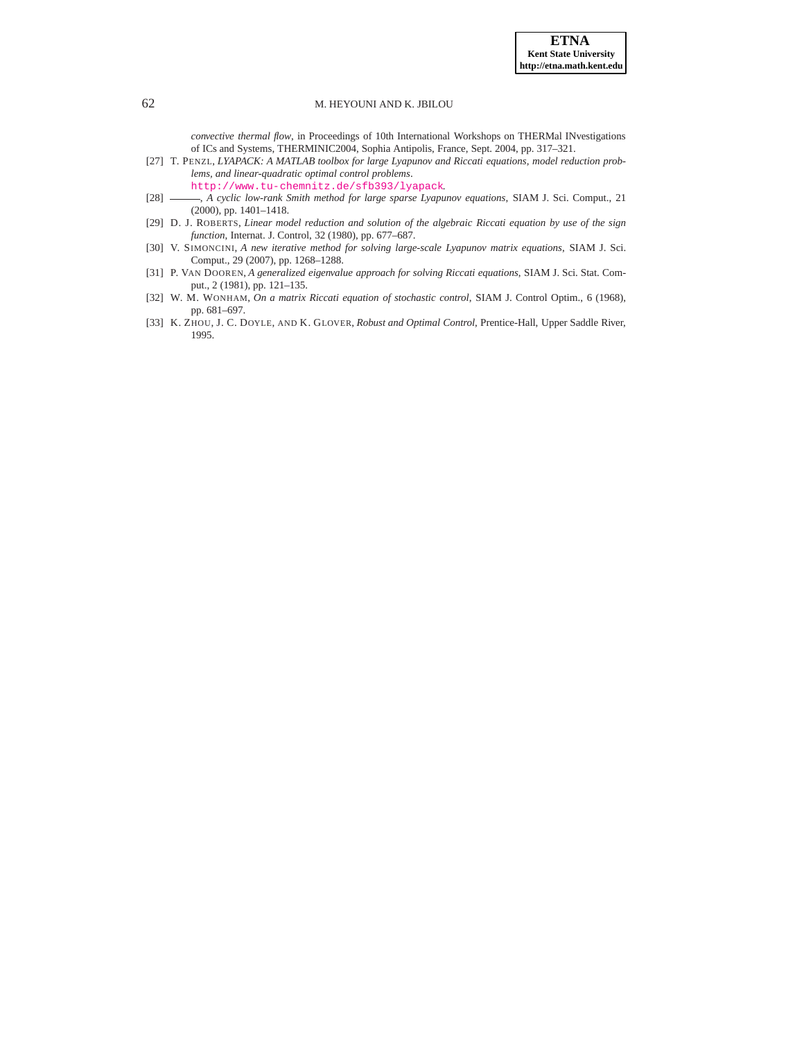*convective thermal flow*, in Proceedings of 10th International Workshops on THERMal INvestigations of ICs and Systems, THERMINIC2004, Sophia Antipolis, France, Sept. 2004, pp. 317–321.

[27] T. PENZL, *LYAPACK: A MATLAB toolbox for large Lyapunov and Riccati equations, model reduction problems, and linear-quadratic optimal control problems*. http://www.tu-chemnitz.de/sfb393/lyapack.

[28] ———, *A cyclic low-rank Smith method for large sparse Lyapunov equations*, SIAM J. Sci. Comput., 21 (2000), pp. 1401–1418.

[29] D. J. ROBERTS, *Linear model reduction and solution of the algebraic Riccati equation by use of the sign function*, Internat. J. Control, 32 (1980), pp. 677–687.

[30] V. SIMONCINI, *A new iterative method for solving large-scale Lyapunov matrix equations*, SIAM J. Sci. Comput., 29 (2007), pp. 1268–1288.

[31] P. VAN DOOREN, *A generalized eigenvalue approach for solving Riccati equations*, SIAM J. Sci. Stat. Comput., 2 (1981), pp. 121–135.

[32] W. M. WONHAM, *On a matrix Riccati equation of stochastic control*, SIAM J. Control Optim., 6 (1968), pp. 681–697.

[33] K. ZHOU, J. C. DOYLE, AND K. GLOVER, *Robust and Optimal Control*, Prentice-Hall, Upper Saddle River, 1995.